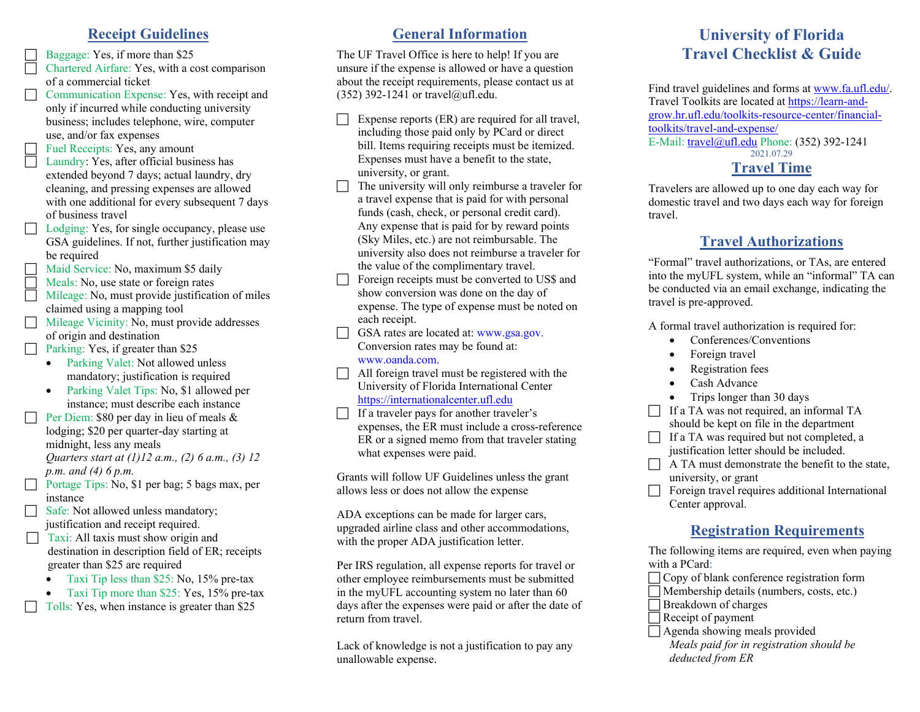# University of Florida Travel Checklist & Guide

Find travel guidelines and forms at www.fa.ufl.edu/.
Travel Toolkits are located at https://learn-and-grow.hr.ufl.edu/toolkits-resource-center/financial-toolkits/travel-and-expense/
E-Mail: travel@ufl.edu Phone: (352) 392-1241

2021.07.29

## Travel Time

Travelers are allowed up to one day each way for domestic travel and two days each way for foreign travel.

## Travel Authorizations

"Formal" travel authorizations, or TAs, are entered into the myUFL system, while an "informal" TA can be conducted via an email exchange, indicating the travel is pre-approved.

A formal travel authorization is required for:

- Conferences/Conventions
- Foreign travel
- Registration fees
- Cash Advance
- Trips longer than 30 days

- [ ] If a TA was not required, an informal TA should be kept on file in the department
- [ ] If a TA was required but not completed, a justification letter should be included.
- [ ] A TA must demonstrate the benefit to the state, university, or grant
- [ ] Foreign travel requires additional International Center approval.

## Registration Requirements

The following items are required, even when paying with a PCard:

- [ ] Copy of blank conference registration form
- [ ] Membership details (numbers, costs, etc.)
- [ ] Breakdown of charges
- [ ] Receipt of payment
- [ ] Agenda showing meals provided

*Meals paid for in registration should be deducted from ER*

## Receipt Guidelines

- [ ] Baggage: Yes, if more than $25
- [ ] Chartered Airfare: Yes, with a cost comparison of a commercial ticket
- [ ] Communication Expense: Yes, with receipt and only if incurred while conducting university business; includes telephone, wire, computer use, and/or fax expenses
- [ ] Fuel Receipts: Yes, any amount
- [ ] Laundry: Yes, after official business has extended beyond 7 days; actual laundry, dry cleaning, and pressing expenses are allowed with one additional for every subsequent 7 days of business travel
- [ ] Lodging: Yes, for single occupancy, please use GSA guidelines. If not, further justification may be required
- [ ] Maid Service: No, maximum $5 daily
- [ ] Meals: No, use state or foreign rates
- [ ] Mileage: No, must provide justification of miles claimed using a mapping tool
- [ ] Mileage Vicinity: No, must provide addresses of origin and destination
- [ ] Parking: Yes, if greater than $25
  - Parking Valet: Not allowed unless mandatory; justification is required
  - Parking Valet Tips: No, $1 allowed per instance; must describe each instance
- [ ] Per Diem: $80 per day in lieu of meals & lodging; $20 per quarter-day starting at midnight, less any meals
  *Quarters start at (1)12 a.m., (2) 6 a.m., (3) 12 p.m. and (4) 6 p.m.*
- [ ] Portage Tips: No, $1 per bag; 5 bags max, per instance
- [ ] Safe: Not allowed unless mandatory; justification and receipt required.
- [ ] Taxi: All taxis must show origin and destination in description field of ER; receipts greater than $25 are required
  - Taxi Tip less than $25: No, 15% pre-tax
  - Taxi Tip more than $25: Yes, 15% pre-tax
- [ ] Tolls: Yes, when instance is greater than $25

## General Information

The UF Travel Office is here to help! If you are unsure if the expense is allowed or have a question about the receipt requirements, please contact us at (352) 392-1241 or travel@ufl.edu.

- [ ] Expense reports (ER) are required for all travel, including those paid only by PCard or direct bill. Items requiring receipts must be itemized. Expenses must have a benefit to the state, university, or grant.
- [ ] The university will only reimburse a traveler for a travel expense that is paid for with personal funds (cash, check, or personal credit card). Any expense that is paid for by reward points (Sky Miles, etc.) are not reimbursable. The university also does not reimburse a traveler for the value of the complimentary travel.
- [ ] Foreign receipts must be converted to US$ and show conversion was done on the day of expense. The type of expense must be noted on each receipt.
- [ ] GSA rates are located at: www.gsa.gov. Conversion rates may be found at: www.oanda.com.
- [ ] All foreign travel must be registered with the University of Florida International Center https://internationalcenter.ufl.edu
- [ ] If a traveler pays for another traveler's expenses, the ER must include a cross-reference ER or a signed memo from that traveler stating what expenses were paid.

Grants will follow UF Guidelines unless the grant allows less or does not allow the expense

ADA exceptions can be made for larger cars, upgraded airline class and other accommodations, with the proper ADA justification letter.

Per IRS regulation, all expense reports for travel or other employee reimbursements must be submitted in the myUFL accounting system no later than 60 days after the expenses were paid or after the date of return from travel.

Lack of knowledge is not a justification to pay any unallowable expense.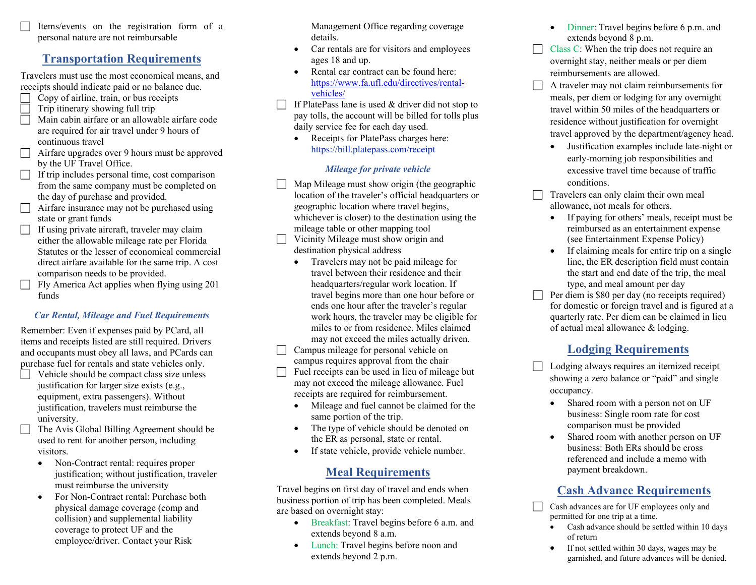- [ ] Items/events on the registration form of a personal nature are not reimbursable

## Transportation Requirements

Travelers must use the most economical means, and receipts should indicate paid or no balance due.

- [ ] Copy of airline, train, or bus receipts
- [ ] Trip itinerary showing full trip
- [ ] Main cabin airfare or an allowable airfare code are required for air travel under 9 hours of continuous travel
- [ ] Airfare upgrades over 9 hours must be approved by the UF Travel Office.
- [ ] If trip includes personal time, cost comparison from the same company must be completed on the day of purchase and provided.
- [ ] Airfare insurance may not be purchased using state or grant funds
- [ ] If using private aircraft, traveler may claim either the allowable mileage rate per Florida Statutes or the lesser of economical commercial direct airfare available for the same trip. A cost comparison needs to be provided.
- [ ] Fly America Act applies when flying using 201 funds

### *Car Rental, Mileage and Fuel Requirements*

Remember: Even if expenses paid by PCard, all items and receipts listed are still required. Drivers and occupants must obey all laws, and PCards can purchase fuel for rentals and state vehicles only.

- [ ] Vehicle should be compact class size unless justification for larger size exists (e.g., equipment, extra passengers). Without justification, travelers must reimburse the university.
- [ ] The Avis Global Billing Agreement should be used to rent for another person, including visitors.
  - Non-Contract rental: requires proper justification; without justification, traveler must reimburse the university
  - For Non-Contract rental: Purchase both physical damage coverage (comp and collision) and supplemental liability coverage to protect UF and the employee/driver. Contact your Risk Management Office regarding coverage details.
  - Car rentals are for visitors and employees ages 18 and up.
  - Rental car contract can be found here: https://www.fa.ufl.edu/directives/rental-vehicles/
- [ ] If PlatePass lane is used & driver did not stop to pay tolls, the account will be billed for tolls plus daily service fee for each day used.
  - Receipts for PlatePass charges here: https://bill.platepass.com/receipt

### *Mileage for private vehicle*

- [ ] Map Mileage must show origin (the geographic location of the traveler's official headquarters or geographic location where travel begins, whichever is closer) to the destination using the mileage table or other mapping tool
- [ ] Vicinity Mileage must show origin and destination physical address
  - Travelers may not be paid mileage for travel between their residence and their headquarters/regular work location. If travel begins more than one hour before or ends one hour after the traveler's regular work hours, the traveler may be eligible for miles to or from residence. Miles claimed may not exceed the miles actually driven.
- [ ] Campus mileage for personal vehicle on campus requires approval from the chair
- [ ] Fuel receipts can be used in lieu of mileage but may not exceed the mileage allowance. Fuel receipts are required for reimbursement.
  - Mileage and fuel cannot be claimed for the same portion of the trip.
  - The type of vehicle should be denoted on the ER as personal, state or rental.
  - If state vehicle, provide vehicle number.

## Meal Requirements

Travel begins on first day of travel and ends when business portion of trip has been completed. Meals are based on overnight stay:

- Breakfast: Travel begins before 6 a.m. and extends beyond 8 a.m.
- Lunch: Travel begins before noon and extends beyond 2 p.m.
- Dinner: Travel begins before 6 p.m. and extends beyond 8 p.m.

- [ ] Class C: When the trip does not require an overnight stay, neither meals or per diem reimbursements are allowed.
- [ ] A traveler may not claim reimbursements for meals, per diem or lodging for any overnight travel within 50 miles of the headquarters or residence without justification for overnight travel approved by the department/agency head.
  - Justification examples include late-night or early-morning job responsibilities and excessive travel time because of traffic conditions.
- [ ] Travelers can only claim their own meal allowance, not meals for others.
  - If paying for others' meals, receipt must be reimbursed as an entertainment expense (see Entertainment Expense Policy)
  - If claiming meals for entire trip on a single line, the ER description field must contain the start and end date of the trip, the meal type, and meal amount per day
- [ ] Per diem is $80 per day (no receipts required) for domestic or foreign travel and is figured at a quarterly rate. Per diem can be claimed in lieu of actual meal allowance & lodging.

## Lodging Requirements

- [ ] Lodging always requires an itemized receipt showing a zero balance or "paid" and single occupancy.
  - Shared room with a person not on UF business: Single room rate for cost comparison must be provided
  - Shared room with another person on UF business: Both ERs should be cross referenced and include a memo with payment breakdown.

## Cash Advance Requirements

- [ ] Cash advances are for UF employees only and permitted for one trip at a time.
  - Cash advance should be settled within 10 days of return
  - If not settled within 30 days, wages may be garnished, and future advances will be denied.